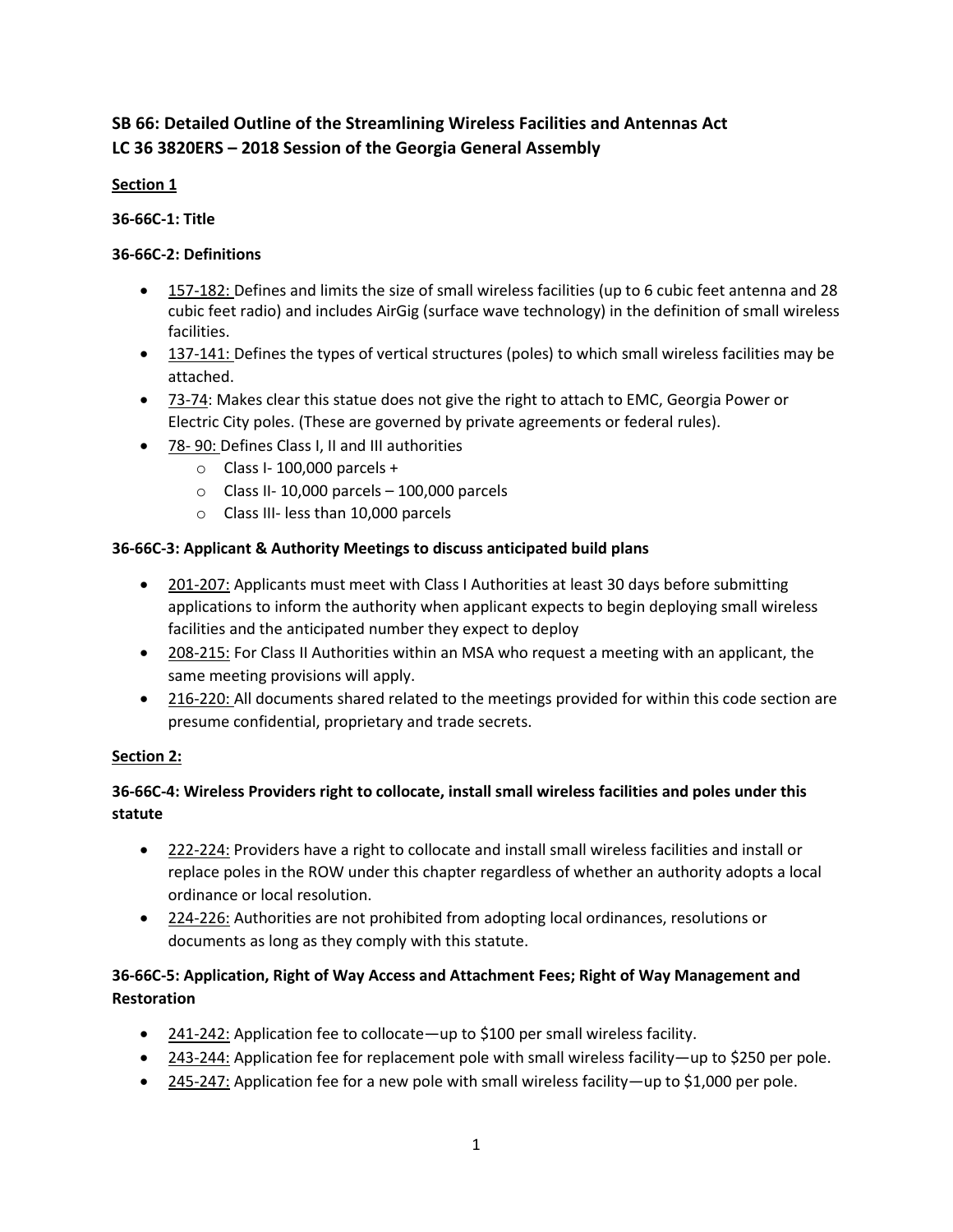**SB 66: Detailed Outline of the Streamlining Wireless Facilities and Antennas Act**
**LC 36 3820ERS – 2018 Session of the Georgia General Assembly**

**Section 1**

**36-66C-1: Title**

**36-66C-2: Definitions**

- 157-182: Defines and limits the size of small wireless facilities (up to 6 cubic feet antenna and 28 cubic feet radio) and includes AirGig (surface wave technology) in the definition of small wireless facilities.
- 137-141: Defines the types of vertical structures (poles) to which small wireless facilities may be attached.
- 73-74: Makes clear this statue does not give the right to attach to EMC, Georgia Power or Electric City poles. (These are governed by private agreements or federal rules).
- 78- 90: Defines Class I, II and III authorities
  - Class I- 100,000 parcels +
  - Class II- 10,000 parcels – 100,000 parcels
  - Class III- less than 10,000 parcels

**36-66C-3: Applicant & Authority Meetings to discuss anticipated build plans**

- 201-207: Applicants must meet with Class I Authorities at least 30 days before submitting applications to inform the authority when applicant expects to begin deploying small wireless facilities and the anticipated number they expect to deploy
- 208-215: For Class II Authorities within an MSA who request a meeting with an applicant, the same meeting provisions will apply.
- 216-220: All documents shared related to the meetings provided for within this code section are presume confidential, proprietary and trade secrets.

**Section 2:**

**36-66C-4: Wireless Providers right to collocate, install small wireless facilities and poles under this statute**

- 222-224: Providers have a right to collocate and install small wireless facilities and install or replace poles in the ROW under this chapter regardless of whether an authority adopts a local ordinance or local resolution.
- 224-226: Authorities are not prohibited from adopting local ordinances, resolutions or documents as long as they comply with this statute.

**36-66C-5: Application, Right of Way Access and Attachment Fees; Right of Way Management and Restoration**

- 241-242: Application fee to collocate—up to $100 per small wireless facility.
- 243-244: Application fee for replacement pole with small wireless facility—up to $250 per pole.
- 245-247: Application fee for a new pole with small wireless facility—up to $1,000 per pole.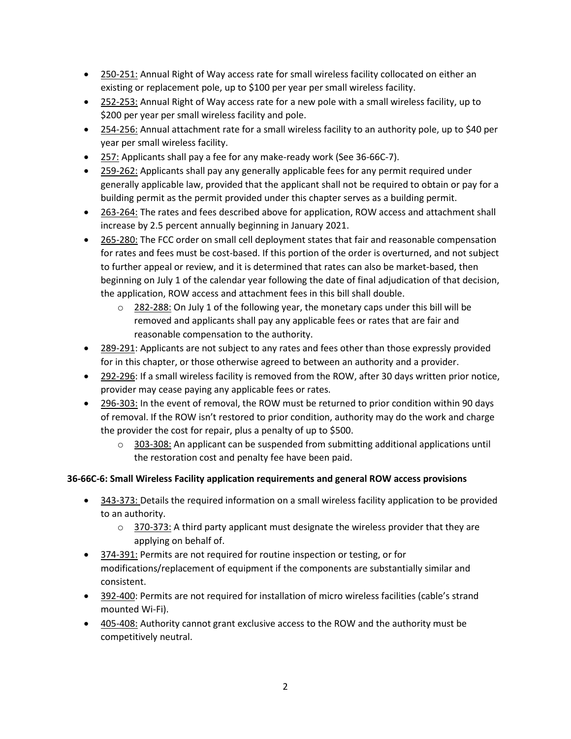- 250-251: Annual Right of Way access rate for small wireless facility collocated on either an existing or replacement pole, up to $100 per year per small wireless facility.
- 252-253: Annual Right of Way access rate for a new pole with a small wireless facility, up to $200 per year per small wireless facility and pole.
- 254-256: Annual attachment rate for a small wireless facility to an authority pole, up to $40 per year per small wireless facility.
- 257: Applicants shall pay a fee for any make-ready work (See 36-66C-7).
- 259-262: Applicants shall pay any generally applicable fees for any permit required under generally applicable law, provided that the applicant shall not be required to obtain or pay for a building permit as the permit provided under this chapter serves as a building permit.
- 263-264: The rates and fees described above for application, ROW access and attachment shall increase by 2.5 percent annually beginning in January 2021.
- 265-280: The FCC order on small cell deployment states that fair and reasonable compensation for rates and fees must be cost-based. If this portion of the order is overturned, and not subject to further appeal or review, and it is determined that rates can also be market-based, then beginning on July 1 of the calendar year following the date of final adjudication of that decision, the application, ROW access and attachment fees in this bill shall double.
    - 282-288: On July 1 of the following year, the monetary caps under this bill will be removed and applicants shall pay any applicable fees or rates that are fair and reasonable compensation to the authority.
- 289-291: Applicants are not subject to any rates and fees other than those expressly provided for in this chapter, or those otherwise agreed to between an authority and a provider.
- 292-296: If a small wireless facility is removed from the ROW, after 30 days written prior notice, provider may cease paying any applicable fees or rates.
- 296-303: In the event of removal, the ROW must be returned to prior condition within 90 days of removal. If the ROW isn't restored to prior condition, authority may do the work and charge the provider the cost for repair, plus a penalty of up to $500.
    - 303-308: An applicant can be suspended from submitting additional applications until the restoration cost and penalty fee have been paid.

**36-66C-6: Small Wireless Facility application requirements and general ROW access provisions**

- 343-373: Details the required information on a small wireless facility application to be provided to an authority.
    - 370-373: A third party applicant must designate the wireless provider that they are applying on behalf of.
- 374-391: Permits are not required for routine inspection or testing, or for modifications/replacement of equipment if the components are substantially similar and consistent.
- 392-400: Permits are not required for installation of micro wireless facilities (cable's strand mounted Wi-Fi).
- 405-408: Authority cannot grant exclusive access to the ROW and the authority must be competitively neutral.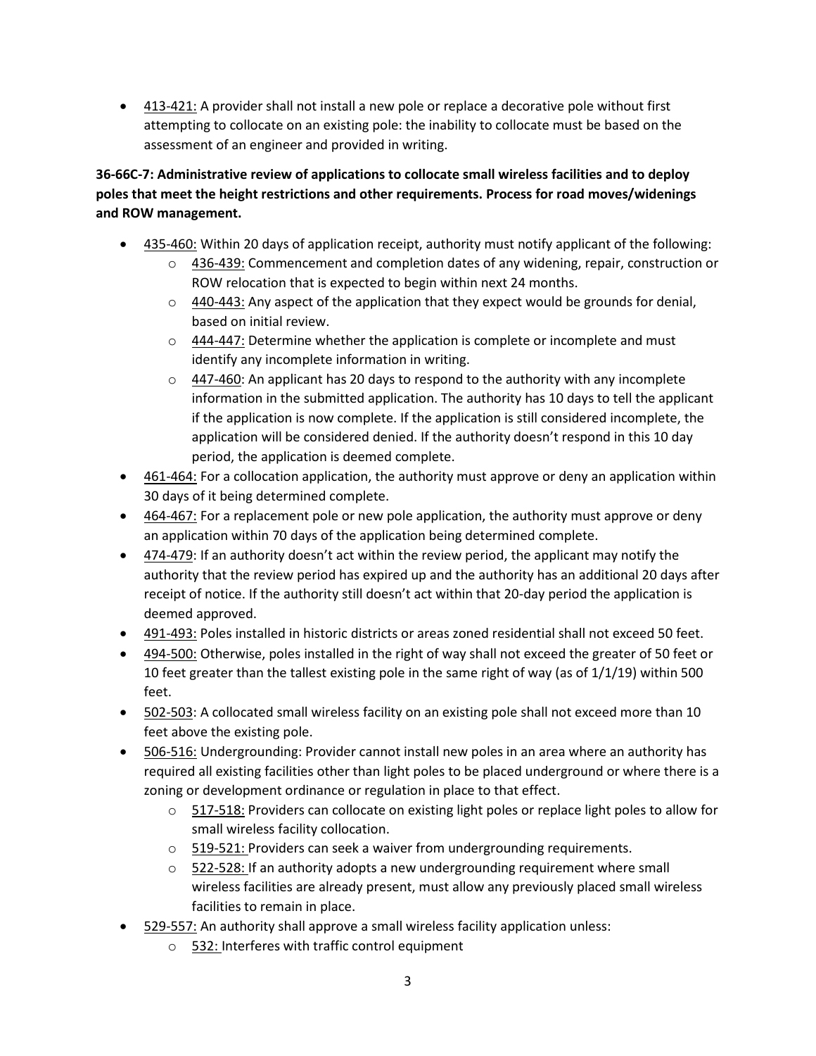- 413-421: A provider shall not install a new pole or replace a decorative pole without first attempting to collocate on an existing pole: the inability to collocate must be based on the assessment of an engineer and provided in writing.

**36-66C-7: Administrative review of applications to collocate small wireless facilities and to deploy poles that meet the height restrictions and other requirements. Process for road moves/widenings and ROW management.**

- 435-460: Within 20 days of application receipt, authority must notify applicant of the following:
  - 436-439: Commencement and completion dates of any widening, repair, construction or ROW relocation that is expected to begin within next 24 months.
  - 440-443: Any aspect of the application that they expect would be grounds for denial, based on initial review.
  - 444-447: Determine whether the application is complete or incomplete and must identify any incomplete information in writing.
  - 447-460: An applicant has 20 days to respond to the authority with any incomplete information in the submitted application. The authority has 10 days to tell the applicant if the application is now complete. If the application is still considered incomplete, the application will be considered denied. If the authority doesn't respond in this 10 day period, the application is deemed complete.
- 461-464: For a collocation application, the authority must approve or deny an application within 30 days of it being determined complete.
- 464-467: For a replacement pole or new pole application, the authority must approve or deny an application within 70 days of the application being determined complete.
- 474-479: If an authority doesn't act within the review period, the applicant may notify the authority that the review period has expired up and the authority has an additional 20 days after receipt of notice. If the authority still doesn't act within that 20-day period the application is deemed approved.
- 491-493: Poles installed in historic districts or areas zoned residential shall not exceed 50 feet.
- 494-500: Otherwise, poles installed in the right of way shall not exceed the greater of 50 feet or 10 feet greater than the tallest existing pole in the same right of way (as of 1/1/19) within 500 feet.
- 502-503: A collocated small wireless facility on an existing pole shall not exceed more than 10 feet above the existing pole.
- 506-516: Undergrounding: Provider cannot install new poles in an area where an authority has required all existing facilities other than light poles to be placed underground or where there is a zoning or development ordinance or regulation in place to that effect.
  - 517-518: Providers can collocate on existing light poles or replace light poles to allow for small wireless facility collocation.
  - 519-521: Providers can seek a waiver from undergrounding requirements.
  - 522-528: If an authority adopts a new undergrounding requirement where small wireless facilities are already present, must allow any previously placed small wireless facilities to remain in place.
- 529-557: An authority shall approve a small wireless facility application unless:
  - 532: Interferes with traffic control equipment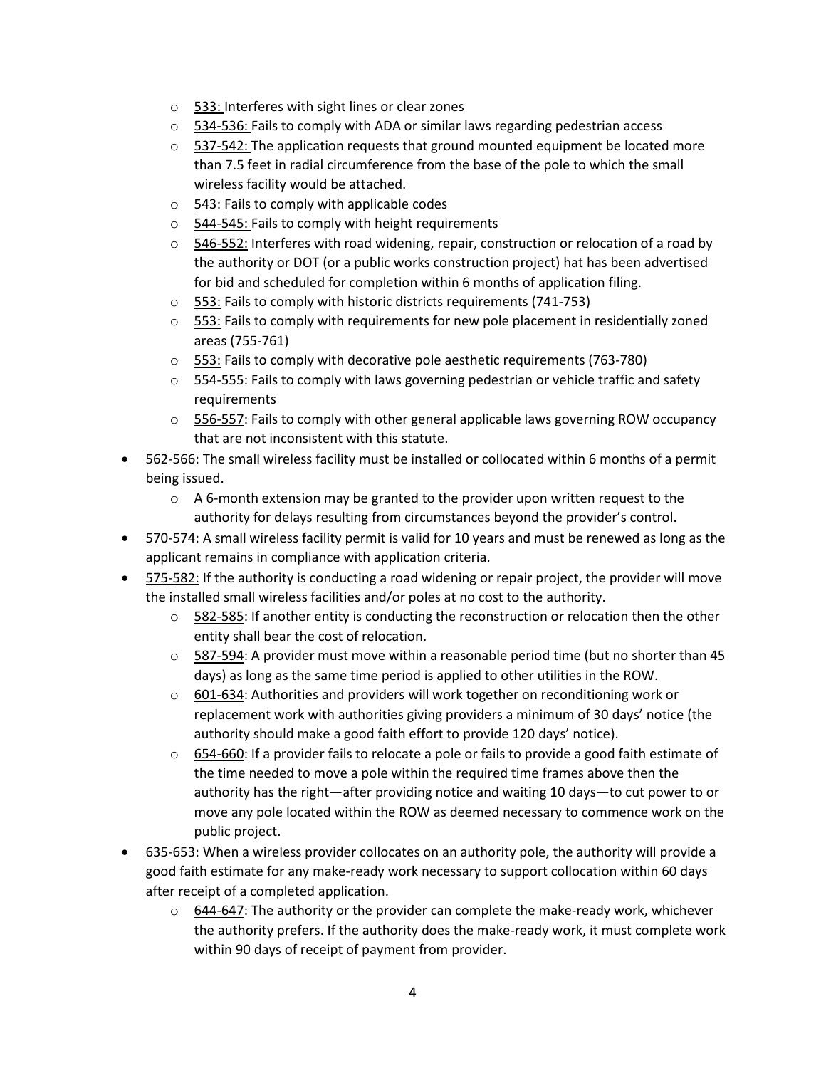- 533: Interferes with sight lines or clear zones
  - 534-536: Fails to comply with ADA or similar laws regarding pedestrian access
  - 537-542: The application requests that ground mounted equipment be located more than 7.5 feet in radial circumference from the base of the pole to which the small wireless facility would be attached.
  - 543: Fails to comply with applicable codes
  - 544-545: Fails to comply with height requirements
  - 546-552: Interferes with road widening, repair, construction or relocation of a road by the authority or DOT (or a public works construction project) hat has been advertised for bid and scheduled for completion within 6 months of application filing.
  - 553: Fails to comply with historic districts requirements (741-753)
  - 553: Fails to comply with requirements for new pole placement in residentially zoned areas (755-761)
  - 553: Fails to comply with decorative pole aesthetic requirements (763-780)
  - 554-555: Fails to comply with laws governing pedestrian or vehicle traffic and safety requirements
  - 556-557: Fails to comply with other general applicable laws governing ROW occupancy that are not inconsistent with this statute.
- 562-566: The small wireless facility must be installed or collocated within 6 months of a permit being issued.
  - A 6-month extension may be granted to the provider upon written request to the authority for delays resulting from circumstances beyond the provider's control.
- 570-574: A small wireless facility permit is valid for 10 years and must be renewed as long as the applicant remains in compliance with application criteria.
- 575-582: If the authority is conducting a road widening or repair project, the provider will move the installed small wireless facilities and/or poles at no cost to the authority.
  - 582-585: If another entity is conducting the reconstruction or relocation then the other entity shall bear the cost of relocation.
  - 587-594: A provider must move within a reasonable period time (but no shorter than 45 days) as long as the same time period is applied to other utilities in the ROW.
  - 601-634: Authorities and providers will work together on reconditioning work or replacement work with authorities giving providers a minimum of 30 days' notice (the authority should make a good faith effort to provide 120 days' notice).
  - 654-660: If a provider fails to relocate a pole or fails to provide a good faith estimate of the time needed to move a pole within the required time frames above then the authority has the right—after providing notice and waiting 10 days—to cut power to or move any pole located within the ROW as deemed necessary to commence work on the public project.
- 635-653: When a wireless provider collocates on an authority pole, the authority will provide a good faith estimate for any make-ready work necessary to support collocation within 60 days after receipt of a completed application.
  - 644-647: The authority or the provider can complete the make-ready work, whichever the authority prefers. If the authority does the make-ready work, it must complete work within 90 days of receipt of payment from provider.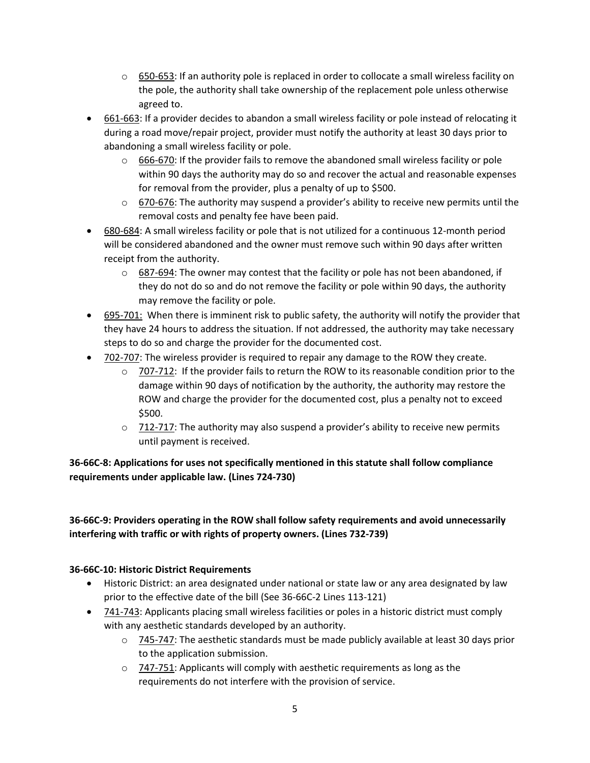- 650-653: If an authority pole is replaced in order to collocate a small wireless facility on the pole, the authority shall take ownership of the replacement pole unless otherwise agreed to.
- 661-663: If a provider decides to abandon a small wireless facility or pole instead of relocating it during a road move/repair project, provider must notify the authority at least 30 days prior to abandoning a small wireless facility or pole.
    - 666-670: If the provider fails to remove the abandoned small wireless facility or pole within 90 days the authority may do so and recover the actual and reasonable expenses for removal from the provider, plus a penalty of up to $500.
    - 670-676: The authority may suspend a provider's ability to receive new permits until the removal costs and penalty fee have been paid.
- 680-684: A small wireless facility or pole that is not utilized for a continuous 12-month period will be considered abandoned and the owner must remove such within 90 days after written receipt from the authority.
    - 687-694: The owner may contest that the facility or pole has not been abandoned, if they do not do so and do not remove the facility or pole within 90 days, the authority may remove the facility or pole.
- 695-701: When there is imminent risk to public safety, the authority will notify the provider that they have 24 hours to address the situation. If not addressed, the authority may take necessary steps to do so and charge the provider for the documented cost.
- 702-707: The wireless provider is required to repair any damage to the ROW they create.
    - 707-712: If the provider fails to return the ROW to its reasonable condition prior to the damage within 90 days of notification by the authority, the authority may restore the ROW and charge the provider for the documented cost, plus a penalty not to exceed $500.
    - 712-717: The authority may also suspend a provider's ability to receive new permits until payment is received.

**36-66C-8: Applications for uses not specifically mentioned in this statute shall follow compliance requirements under applicable law. (Lines 724-730)**

**36-66C-9: Providers operating in the ROW shall follow safety requirements and avoid unnecessarily interfering with traffic or with rights of property owners. (Lines 732-739)**

**36-66C-10: Historic District Requirements**

- Historic District: an area designated under national or state law or any area designated by law prior to the effective date of the bill (See 36-66C-2 Lines 113-121)
- 741-743: Applicants placing small wireless facilities or poles in a historic district must comply with any aesthetic standards developed by an authority.
    - 745-747: The aesthetic standards must be made publicly available at least 30 days prior to the application submission.
    - 747-751: Applicants will comply with aesthetic requirements as long as the requirements do not interfere with the provision of service.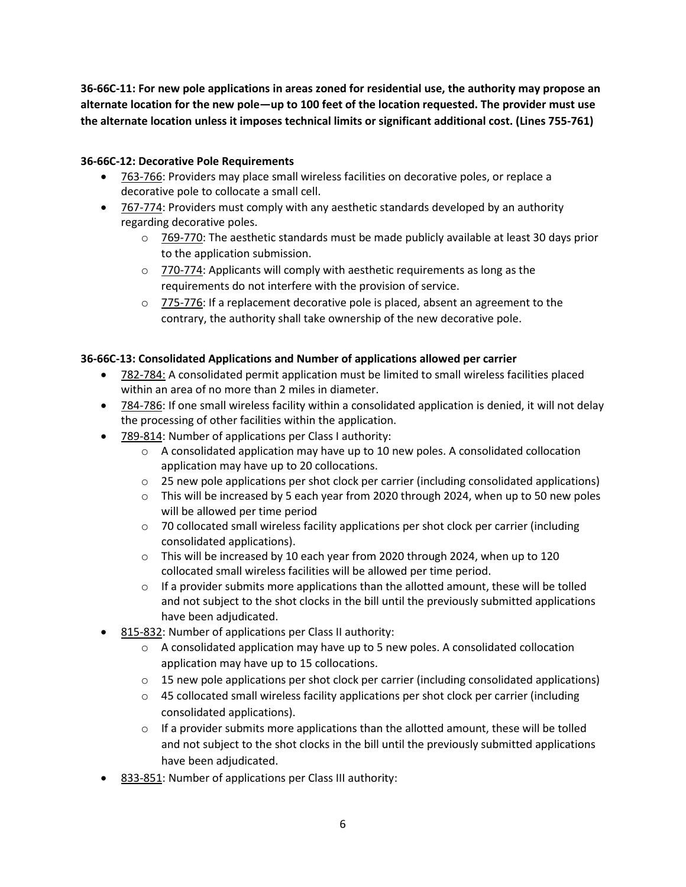**36-66C-11: For new pole applications in areas zoned for residential use, the authority may propose an alternate location for the new pole—up to 100 feet of the location requested. The provider must use the alternate location unless it imposes technical limits or significant additional cost. (Lines 755-761)**

**36-66C-12: Decorative Pole Requirements**

- 763-766: Providers may place small wireless facilities on decorative poles, or replace a decorative pole to collocate a small cell.
- 767-774: Providers must comply with any aesthetic standards developed by an authority regarding decorative poles.
    - 769-770: The aesthetic standards must be made publicly available at least 30 days prior to the application submission.
    - 770-774: Applicants will comply with aesthetic requirements as long as the requirements do not interfere with the provision of service.
    - 775-776: If a replacement decorative pole is placed, absent an agreement to the contrary, the authority shall take ownership of the new decorative pole.

**36-66C-13: Consolidated Applications and Number of applications allowed per carrier**

- 782-784: A consolidated permit application must be limited to small wireless facilities placed within an area of no more than 2 miles in diameter.
- 784-786: If one small wireless facility within a consolidated application is denied, it will not delay the processing of other facilities within the application.
- 789-814: Number of applications per Class I authority:
    - A consolidated application may have up to 10 new poles. A consolidated collocation application may have up to 20 collocations.
    - 25 new pole applications per shot clock per carrier (including consolidated applications)
    - This will be increased by 5 each year from 2020 through 2024, when up to 50 new poles will be allowed per time period
    - 70 collocated small wireless facility applications per shot clock per carrier (including consolidated applications).
    - This will be increased by 10 each year from 2020 through 2024, when up to 120 collocated small wireless facilities will be allowed per time period.
    - If a provider submits more applications than the allotted amount, these will be tolled and not subject to the shot clocks in the bill until the previously submitted applications have been adjudicated.
- 815-832: Number of applications per Class II authority:
    - A consolidated application may have up to 5 new poles. A consolidated collocation application may have up to 15 collocations.
    - 15 new pole applications per shot clock per carrier (including consolidated applications)
    - 45 collocated small wireless facility applications per shot clock per carrier (including consolidated applications).
    - If a provider submits more applications than the allotted amount, these will be tolled and not subject to the shot clocks in the bill until the previously submitted applications have been adjudicated.
- 833-851: Number of applications per Class III authority: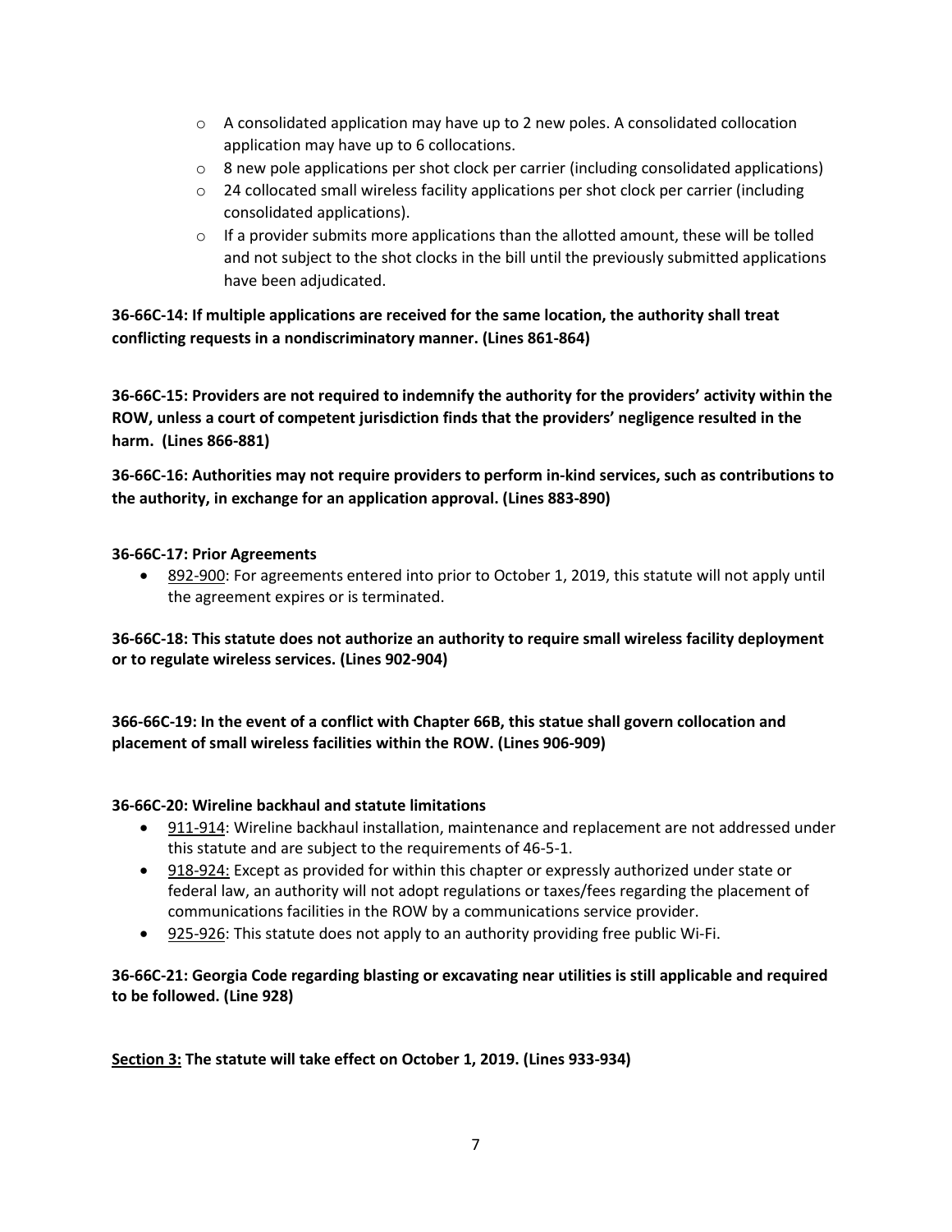- A consolidated application may have up to 2 new poles. A consolidated collocation application may have up to 6 collocations.
- 8 new pole applications per shot clock per carrier (including consolidated applications)
- 24 collocated small wireless facility applications per shot clock per carrier (including consolidated applications).
- If a provider submits more applications than the allotted amount, these will be tolled and not subject to the shot clocks in the bill until the previously submitted applications have been adjudicated.

**36-66C-14: If multiple applications are received for the same location, the authority shall treat conflicting requests in a nondiscriminatory manner. (Lines 861-864)**

**36-66C-15: Providers are not required to indemnify the authority for the providers' activity within the ROW, unless a court of competent jurisdiction finds that the providers' negligence resulted in the harm. (Lines 866-881)**

**36-66C-16: Authorities may not require providers to perform in-kind services, such as contributions to the authority, in exchange for an application approval. (Lines 883-890)**

**36-66C-17: Prior Agreements**

- 892-900: For agreements entered into prior to October 1, 2019, this statute will not apply until the agreement expires or is terminated.

**36-66C-18: This statute does not authorize an authority to require small wireless facility deployment or to regulate wireless services. (Lines 902-904)**

**366-66C-19: In the event of a conflict with Chapter 66B, this statue shall govern collocation and placement of small wireless facilities within the ROW. (Lines 906-909)**

**36-66C-20: Wireline backhaul and statute limitations**

- 911-914: Wireline backhaul installation, maintenance and replacement are not addressed under this statute and are subject to the requirements of 46-5-1.
- 918-924: Except as provided for within this chapter or expressly authorized under state or federal law, an authority will not adopt regulations or taxes/fees regarding the placement of communications facilities in the ROW by a communications service provider.
- 925-926: This statute does not apply to an authority providing free public Wi-Fi.

**36-66C-21: Georgia Code regarding blasting or excavating near utilities is still applicable and required to be followed. (Line 928)**

**Section 3: The statute will take effect on October 1, 2019. (Lines 933-934)**